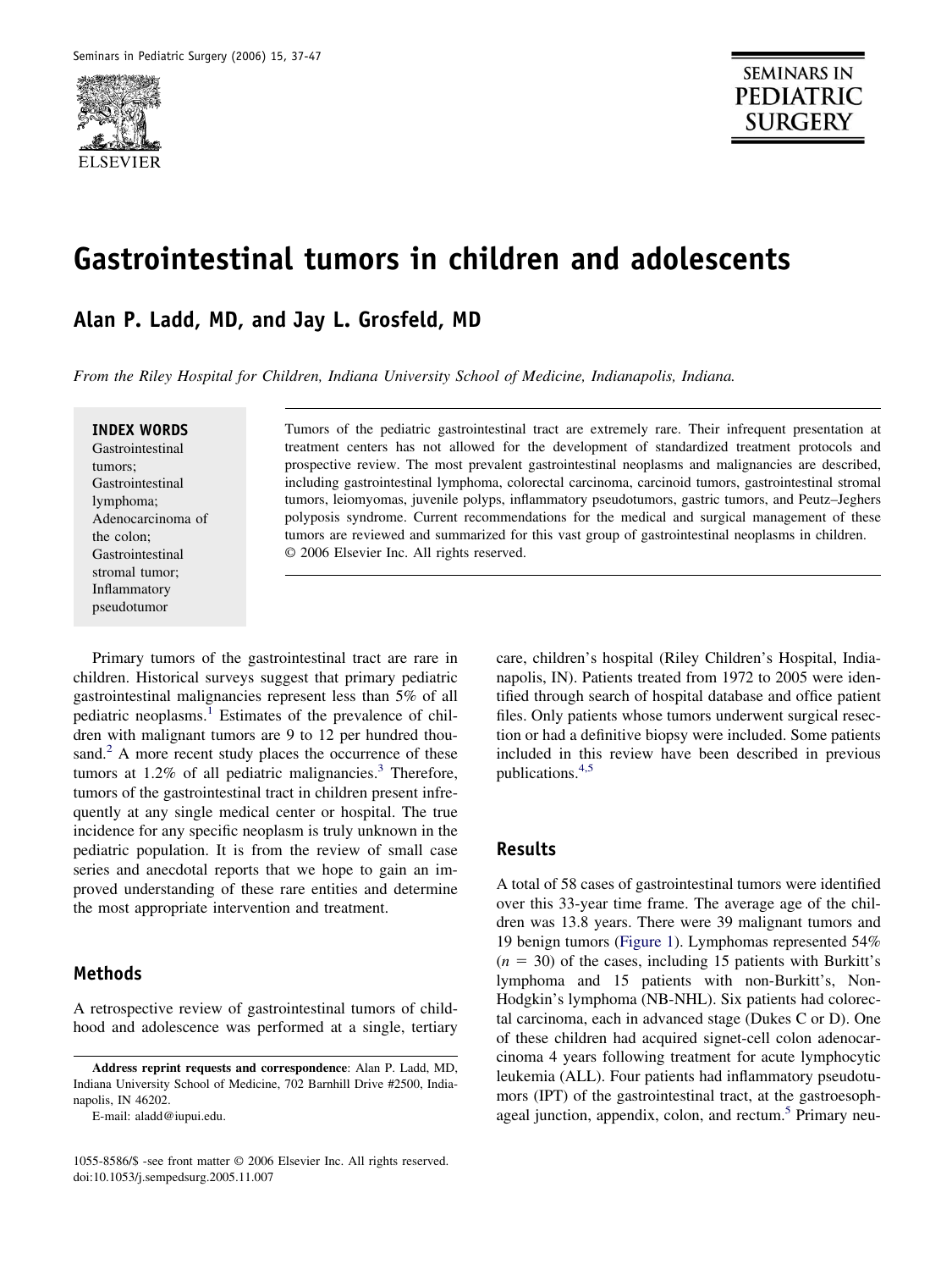# Gastrointestinal tumors in children and adolescents

## Alan P. Ladd, MD, and Jay L. Grosfeld, MD

*From the Riley Hospital for Children, Indiana University School of Medicine, Indianapolis, Indiana.*

**INDEX WORDS**
Gastrointestinal tumors;
Gastrointestinal lymphoma;
Adenocarcinoma of the colon;
Gastrointestinal stromal tumor;
Inflammatory pseudotumor

Tumors of the pediatric gastrointestinal tract are extremely rare. Their infrequent presentation at treatment centers has not allowed for the development of standardized treatment protocols and prospective review. The most prevalent gastrointestinal neoplasms and malignancies are described, including gastrointestinal lymphoma, colorectal carcinoma, carcinoid tumors, gastrointestinal stromal tumors, leiomyomas, juvenile polyps, inflammatory pseudotumors, gastric tumors, and Peutz–Jeghers polyposis syndrome. Current recommendations for the medical and surgical management of these tumors are reviewed and summarized for this vast group of gastrointestinal neoplasms in children.
© 2006 Elsevier Inc. All rights reserved.

Primary tumors of the gastrointestinal tract are rare in children. Historical surveys suggest that primary pediatric gastrointestinal malignancies represent less than 5% of all pediatric neoplasms.[1] Estimates of the prevalence of children with malignant tumors are 9 to 12 per hundred thousand.[2] A more recent study places the occurrence of these tumors at 1.2% of all pediatric malignancies.[3] Therefore, tumors of the gastrointestinal tract in children present infrequently at any single medical center or hospital. The true incidence for any specific neoplasm is truly unknown in the pediatric population. It is from the review of small case series and anecdotal reports that we hope to gain an improved understanding of these rare entities and determine the most appropriate intervention and treatment.

## Methods

A retrospective review of gastrointestinal tumors of childhood and adolescence was performed at a single, tertiary care, children's hospital (Riley Children's Hospital, Indianapolis, IN). Patients treated from 1972 to 2005 were identified through search of hospital database and office patient files. Only patients whose tumors underwent surgical resection or had a definitive biopsy were included. Some patients included in this review have been described in previous publications.[4,5]

## Results

A total of 58 cases of gastrointestinal tumors were identified over this 33-year time frame. The average age of the children was 13.8 years. There were 39 malignant tumors and 19 benign tumors (Figure 1). Lymphomas represented 54% ($n = 30$) of the cases, including 15 patients with Burkitt's lymphoma and 15 patients with non-Burkitt's, Non-Hodgkin's lymphoma (NB-NHL). Six patients had colorectal carcinoma, each in advanced stage (Dukes C or D). One of these children had acquired signet-cell colon adenocarcinoma 4 years following treatment for acute lymphocytic leukemia (ALL). Four patients had inflammatory pseudotumors (IPT) of the gastrointestinal tract, at the gastroesophageal junction, appendix, colon, and rectum.[5] Primary neu-

**Address reprint requests and correspondence**: Alan P. Ladd, MD, Indiana University School of Medicine, 702 Barnhill Drive #2500, Indianapolis, IN 46202.
E-mail: aladd@iupui.edu.

1055-8586/$ -see front matter © 2006 Elsevier Inc. All rights reserved.
doi:10.1053/j.sempedsurg.2005.11.007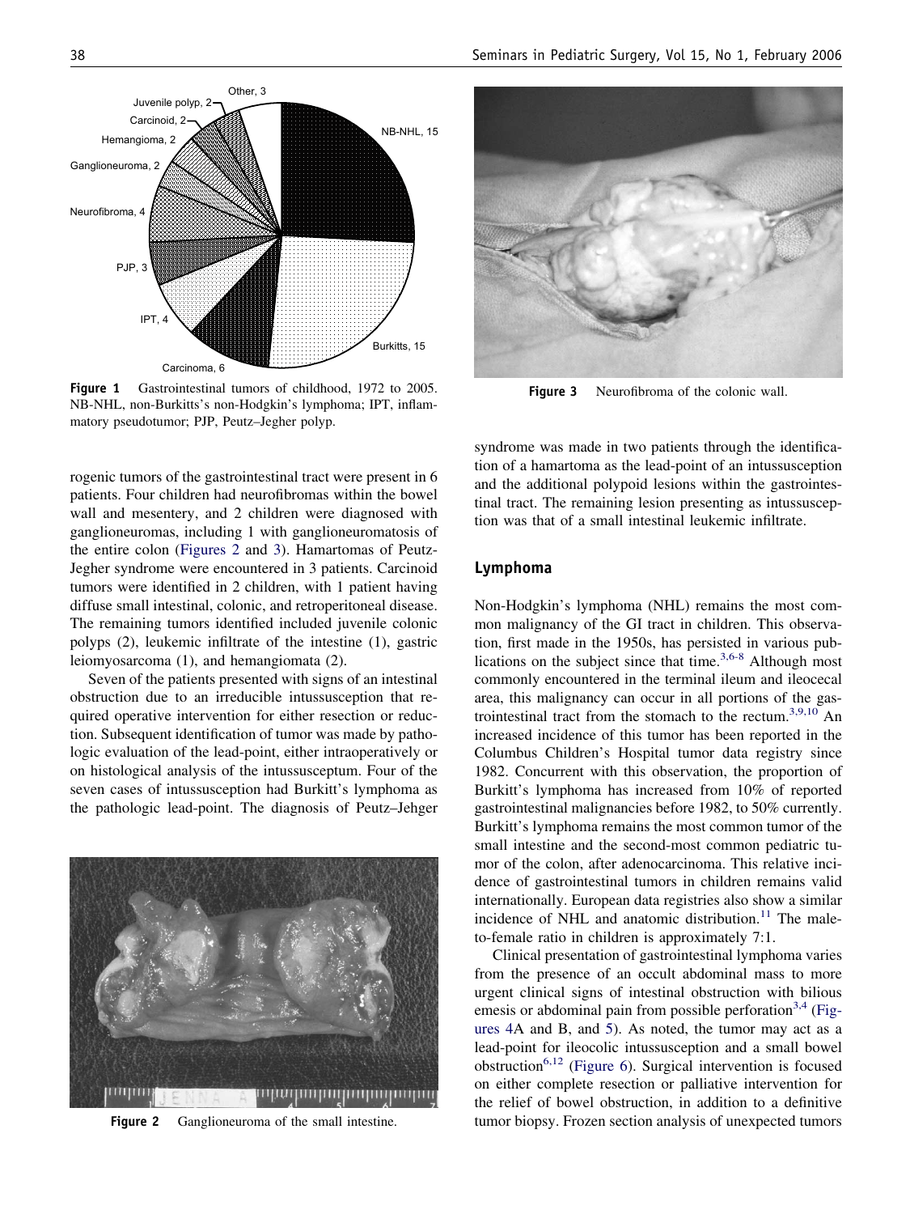Figure 1 Gastrointestinal tumors of childhood, 1972 to 2005. NB-NHL, non-Burkitts's non-Hodgkin's lymphoma; IPT, inflammatory pseudotumor; PJP, Peutz–Jegher polyp.

Figure 3 Neurofibroma of the colonic wall.

rogenic tumors of the gastrointestinal tract were present in 6 patients. Four children had neurofibromas within the bowel wall and mesentery, and 2 children were diagnosed with ganglioneuromas, including 1 with ganglioneuromatosis of the entire colon (Figures 2 and 3). Hamartomas of Peutz-Jegher syndrome were encountered in 3 patients. Carcinoid tumors were identified in 2 children, with 1 patient having diffuse small intestinal, colonic, and retroperitoneal disease. The remaining tumors identified included juvenile colonic polyps (2), leukemic infiltrate of the intestine (1), gastric leiomyosarcoma (1), and hemangiomata (2).

Seven of the patients presented with signs of an intestinal obstruction due to an irreducible intussusception that required operative intervention for either resection or reduction. Subsequent identification of tumor was made by pathologic evaluation of the lead-point, either intraoperatively or on histological analysis of the intussusceptum. Four of the seven cases of intussusception had Burkitt's lymphoma as the pathologic lead-point. The diagnosis of Peutz–Jehger syndrome was made in two patients through the identification of a hamartoma as the lead-point of an intussusception and the additional polypoid lesions within the gastrointestinal tract. The remaining lesion presenting as intussusception was that of a small intestinal leukemic infiltrate.

Figure 2 Ganglioneuroma of the small intestine.

## Lymphoma

Non-Hodgkin's lymphoma (NHL) remains the most common malignancy of the GI tract in children. This observation, first made in the 1950s, has persisted in various publications on the subject since that time.[3,6-8] Although most commonly encountered in the terminal ileum and ileocecal area, this malignancy can occur in all portions of the gastrointestinal tract from the stomach to the rectum.[3,9,10] An increased incidence of this tumor has been reported in the Columbus Children's Hospital tumor data registry since 1982. Concurrent with this observation, the proportion of Burkitt's lymphoma has increased from 10% of reported gastrointestinal malignancies before 1982, to 50% currently. Burkitt's lymphoma remains the most common tumor of the small intestine and the second-most common pediatric tumor of the colon, after adenocarcinoma. This relative incidence of gastrointestinal tumors in children remains valid internationally. European data registries also show a similar incidence of NHL and anatomic distribution.[11] The male-to-female ratio in children is approximately 7:1.

Clinical presentation of gastrointestinal lymphoma varies from the presence of an occult abdominal mass to more urgent clinical signs of intestinal obstruction with bilious emesis or abdominal pain from possible perforation[3,4] (Figures 4A and B, and 5). As noted, the tumor may act as a lead-point for ileocolic intussusception and a small bowel obstruction[6,12] (Figure 6). Surgical intervention is focused on either complete resection or palliative intervention for the relief of bowel obstruction, in addition to a definitive tumor biopsy. Frozen section analysis of unexpected tumors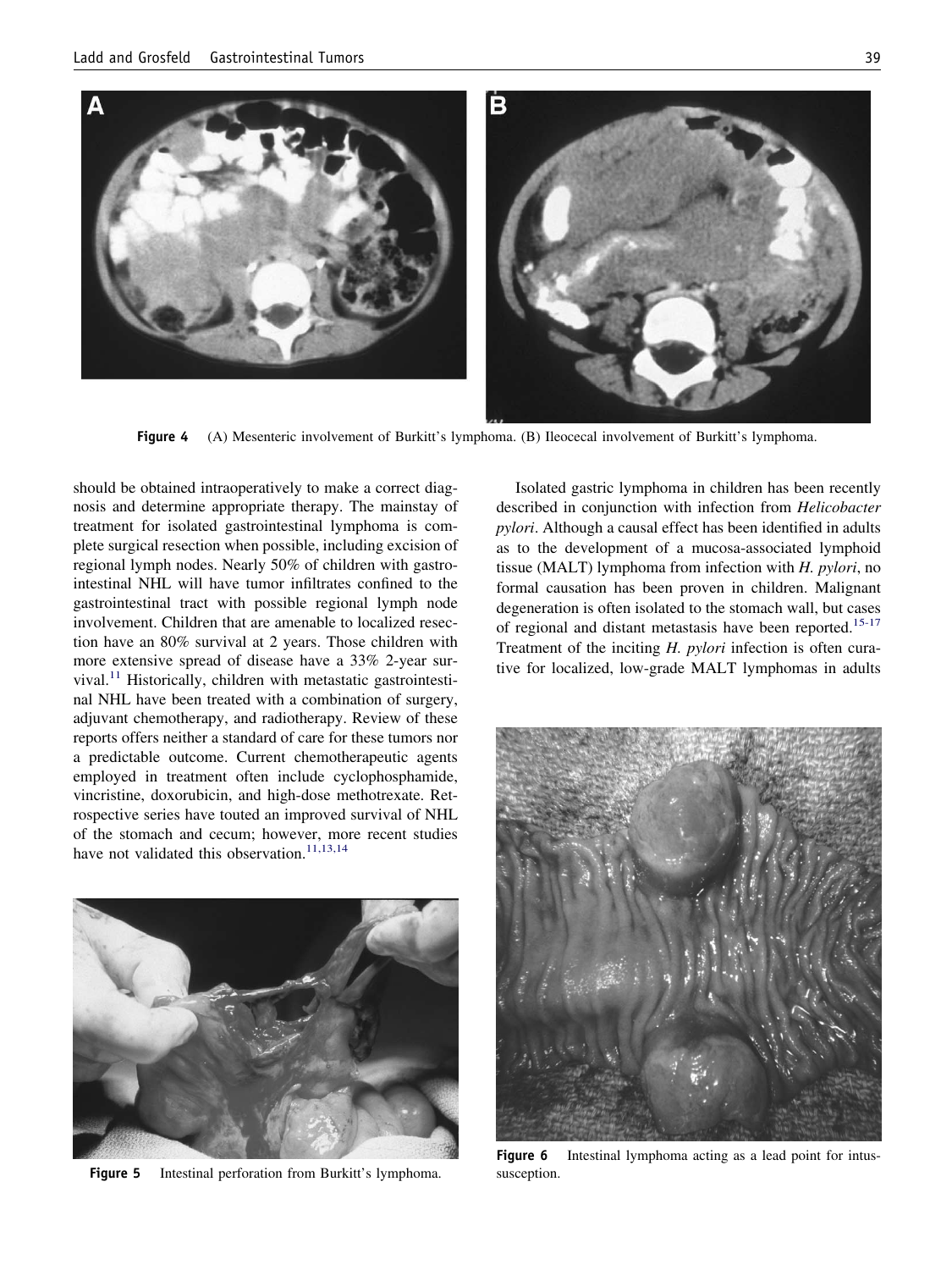Figure 4 (A) Mesenteric involvement of Burkitt's lymphoma. (B) Ileocecal involvement of Burkitt's lymphoma.

should be obtained intraoperatively to make a correct diagnosis and determine appropriate therapy. The mainstay of treatment for isolated gastrointestinal lymphoma is complete surgical resection when possible, including excision of regional lymph nodes. Nearly 50% of children with gastrointestinal NHL will have tumor infiltrates confined to the gastrointestinal tract with possible regional lymph node involvement. Children that are amenable to localized resection have an 80% survival at 2 years. Those children with more extensive spread of disease have a 33% 2-year survival.[11] Historically, children with metastatic gastrointestinal NHL have been treated with a combination of surgery, adjuvant chemotherapy, and radiotherapy. Review of these reports offers neither a standard of care for these tumors nor a predictable outcome. Current chemotherapeutic agents employed in treatment often include cyclophosphamide, vincristine, doxorubicin, and high-dose methotrexate. Retrospective series have touted an improved survival of NHL of the stomach and cecum; however, more recent studies have not validated this observation.[11,13,14]

Figure 5 Intestinal perforation from Burkitt's lymphoma.

Isolated gastric lymphoma in children has been recently described in conjunction with infection from *Helicobacter pylori*. Although a causal effect has been identified in adults as to the development of a mucosa-associated lymphoid tissue (MALT) lymphoma from infection with *H. pylori*, no formal causation has been proven in children. Malignant degeneration is often isolated to the stomach wall, but cases of regional and distant metastasis have been reported.[15-17] Treatment of the inciting *H. pylori* infection is often curative for localized, low-grade MALT lymphomas in adults

Figure 6 Intestinal lymphoma acting as a lead point for intussusception.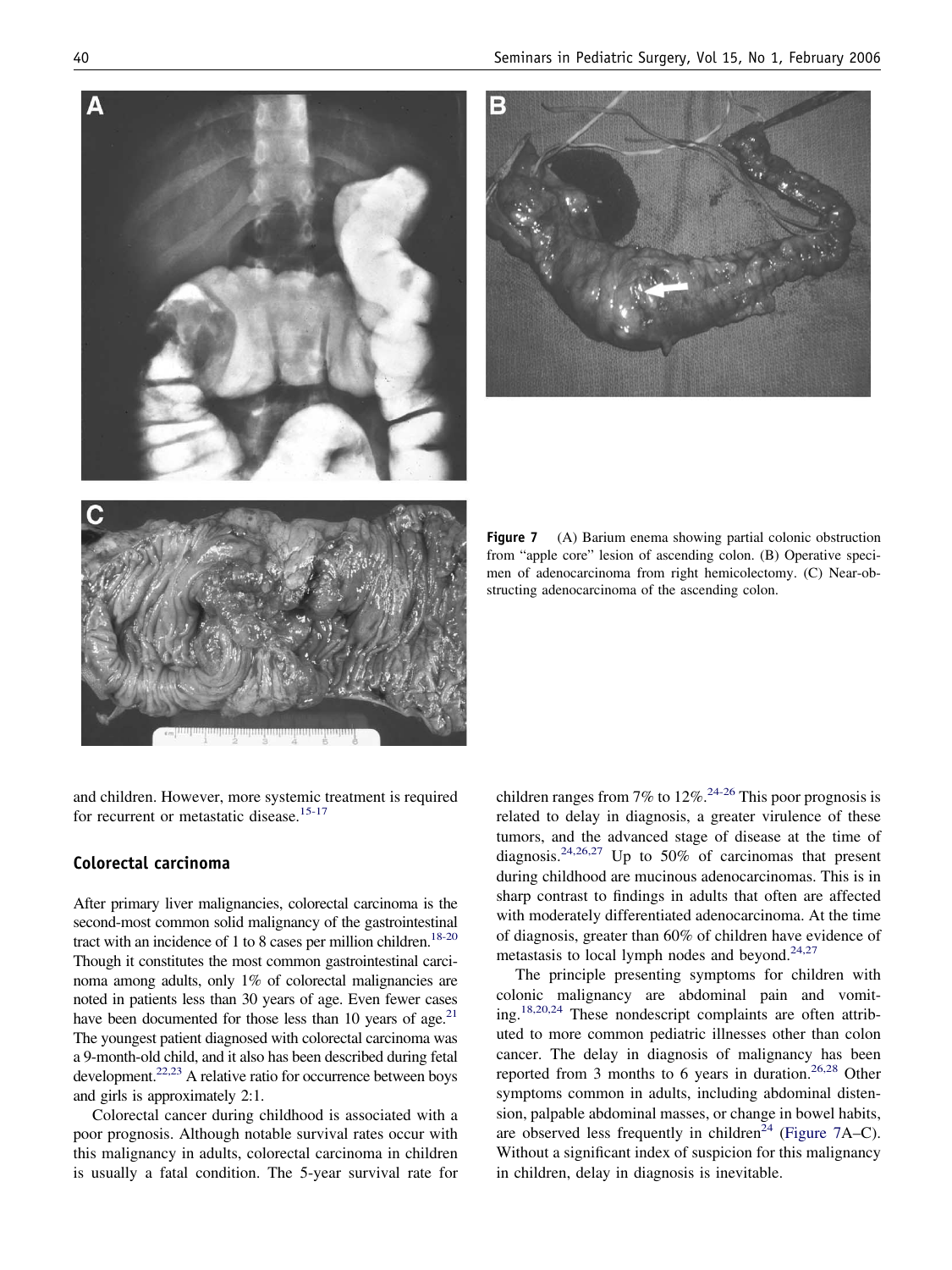**Figure 7** (A) Barium enema showing partial colonic obstruction from "apple core" lesion of ascending colon. (B) Operative specimen of adenocarcinoma from right hemicolectomy. (C) Near-obstructing adenocarcinoma of the ascending colon.

and children. However, more systemic treatment is required for recurrent or metastatic disease.[15-17]

## Colorectal carcinoma

After primary liver malignancies, colorectal carcinoma is the second-most common solid malignancy of the gastrointestinal tract with an incidence of 1 to 8 cases per million children.[18-20] Though it constitutes the most common gastrointestinal carcinoma among adults, only 1% of colorectal malignancies are noted in patients less than 30 years of age. Even fewer cases have been documented for those less than 10 years of age.[21] The youngest patient diagnosed with colorectal carcinoma was a 9-month-old child, and it also has been described during fetal development.[22,23] A relative ratio for occurrence between boys and girls is approximately 2:1.

Colorectal cancer during childhood is associated with a poor prognosis. Although notable survival rates occur with this malignancy in adults, colorectal carcinoma in children is usually a fatal condition. The 5-year survival rate for children ranges from 7% to 12%.[24-26] This poor prognosis is related to delay in diagnosis, a greater virulence of these tumors, and the advanced stage of disease at the time of diagnosis.[24,26,27] Up to 50% of carcinomas that present during childhood are mucinous adenocarcinomas. This is in sharp contrast to findings in adults that often are affected with moderately differentiated adenocarcinoma. At the time of diagnosis, greater than 60% of children have evidence of metastasis to local lymph nodes and beyond.[24,27]

The principle presenting symptoms for children with colonic malignancy are abdominal pain and vomiting.[18,20,24] These nondescript complaints are often attributed to more common pediatric illnesses other than colon cancer. The delay in diagnosis of malignancy has been reported from 3 months to 6 years in duration.[26,28] Other symptoms common in adults, including abdominal distension, palpable abdominal masses, or change in bowel habits, are observed less frequently in children[24] (Figure 7A–C). Without a significant index of suspicion for this malignancy in children, delay in diagnosis is inevitable.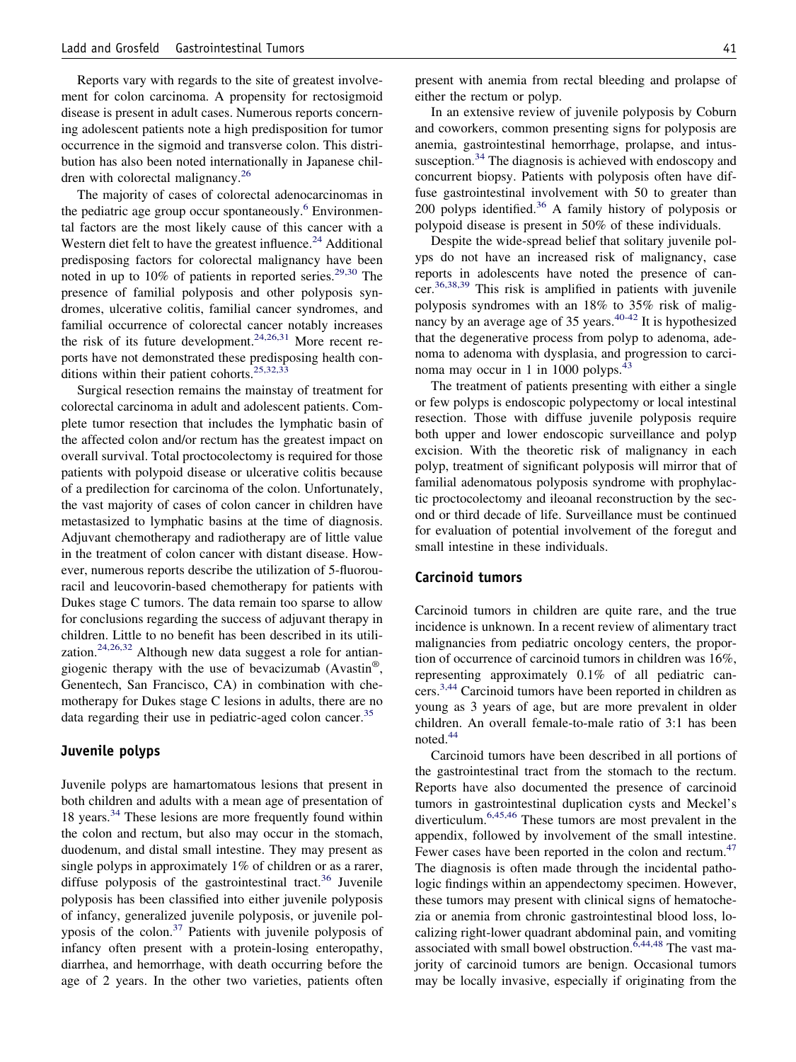Reports vary with regards to the site of greatest involvement for colon carcinoma. A propensity for rectosigmoid disease is present in adult cases. Numerous reports concerning adolescent patients note a high predisposition for tumor occurrence in the sigmoid and transverse colon. This distribution has also been noted internationally in Japanese children with colorectal malignancy.[26]

The majority of cases of colorectal adenocarcinomas in the pediatric age group occur spontaneously.[6] Environmental factors are the most likely cause of this cancer with a Western diet felt to have the greatest influence.[24] Additional predisposing factors for colorectal malignancy have been noted in up to 10% of patients in reported series.[29,30] The presence of familial polyposis and other polyposis syndromes, ulcerative colitis, familial cancer syndromes, and familial occurrence of colorectal cancer notably increases the risk of its future development.[24,26,31] More recent reports have not demonstrated these predisposing health conditions within their patient cohorts.[25,32,33]

Surgical resection remains the mainstay of treatment for colorectal carcinoma in adult and adolescent patients. Complete tumor resection that includes the lymphatic basin of the affected colon and/or rectum has the greatest impact on overall survival. Total proctocolectomy is required for those patients with polypoid disease or ulcerative colitis because of a predilection for carcinoma of the colon. Unfortunately, the vast majority of cases of colon cancer in children have metastasized to lymphatic basins at the time of diagnosis. Adjuvant chemotherapy and radiotherapy are of little value in the treatment of colon cancer with distant disease. However, numerous reports describe the utilization of 5-fluorouracil and leucovorin-based chemotherapy for patients with Dukes stage C tumors. The data remain too sparse to allow for conclusions regarding the success of adjuvant therapy in children. Little to no benefit has been described in its utilization.[24,26,32] Although new data suggest a role for antiangiogenic therapy with the use of bevacizumab (Avastin®, Genentech, San Francisco, CA) in combination with chemotherapy for Dukes stage C lesions in adults, there are no data regarding their use in pediatric-aged colon cancer.[35]

## Juvenile polyps

Juvenile polyps are hamartomatous lesions that present in both children and adults with a mean age of presentation of 18 years.[34] These lesions are more frequently found within the colon and rectum, but also may occur in the stomach, duodenum, and distal small intestine. They may present as single polyps in approximately 1% of children or as a rarer, diffuse polyposis of the gastrointestinal tract.[36] Juvenile polyposis has been classified into either juvenile polyposis of infancy, generalized juvenile polyposis, or juvenile polyposis of the colon.[37] Patients with juvenile polyposis of infancy often present with a protein-losing enteropathy, diarrhea, and hemorrhage, with death occurring before the age of 2 years. In the other two varieties, patients often present with anemia from rectal bleeding and prolapse of either the rectum or polyp.

In an extensive review of juvenile polyposis by Coburn and coworkers, common presenting signs for polyposis are anemia, gastrointestinal hemorrhage, prolapse, and intussusception.[34] The diagnosis is achieved with endoscopy and concurrent biopsy. Patients with polyposis often have diffuse gastrointestinal involvement with 50 to greater than 200 polyps identified.[36] A family history of polyposis or polypoid disease is present in 50% of these individuals.

Despite the wide-spread belief that solitary juvenile polyps do not have an increased risk of malignancy, case reports in adolescents have noted the presence of cancer.[36,38,39] This risk is amplified in patients with juvenile polyposis syndromes with an 18% to 35% risk of malignancy by an average age of 35 years.[40-42] It is hypothesized that the degenerative process from polyp to adenoma, adenoma to adenoma with dysplasia, and progression to carcinoma may occur in 1 in 1000 polyps.[43]

The treatment of patients presenting with either a single or few polyps is endoscopic polypectomy or local intestinal resection. Those with diffuse juvenile polyposis require both upper and lower endoscopic surveillance and polyp excision. With the theoretic risk of malignancy in each polyp, treatment of significant polyposis will mirror that of familial adenomatous polyposis syndrome with prophylactic proctocolectomy and ileoanal reconstruction by the second or third decade of life. Surveillance must be continued for evaluation of potential involvement of the foregut and small intestine in these individuals.

## Carcinoid tumors

Carcinoid tumors in children are quite rare, and the true incidence is unknown. In a recent review of alimentary tract malignancies from pediatric oncology centers, the proportion of occurrence of carcinoid tumors in children was 16%, representing approximately 0.1% of all pediatric cancers.[3,44] Carcinoid tumors have been reported in children as young as 3 years of age, but are more prevalent in older children. An overall female-to-male ratio of 3:1 has been noted.[44]

Carcinoid tumors have been described in all portions of the gastrointestinal tract from the stomach to the rectum. Reports have also documented the presence of carcinoid tumors in gastrointestinal duplication cysts and Meckel's diverticulum.[6,45,46] These tumors are most prevalent in the appendix, followed by involvement of the small intestine. Fewer cases have been reported in the colon and rectum.[47] The diagnosis is often made through the incidental pathologic findings within an appendectomy specimen. However, these tumors may present with clinical signs of hematochezia or anemia from chronic gastrointestinal blood loss, localizing right-lower quadrant abdominal pain, and vomiting associated with small bowel obstruction.[6,44,48] The vast majority of carcinoid tumors are benign. Occasional tumors may be locally invasive, especially if originating from the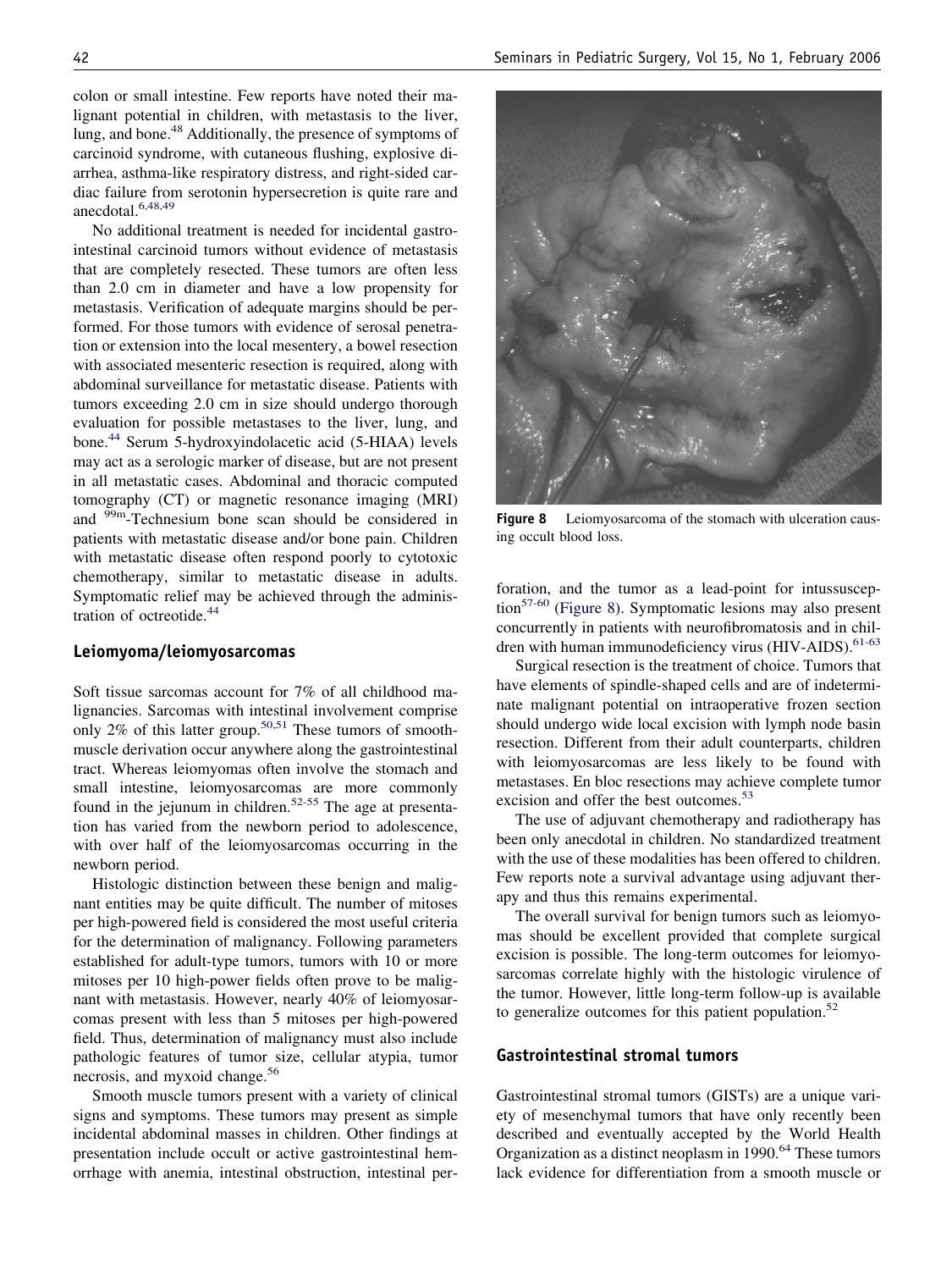colon or small intestine. Few reports have noted their malignant potential in children, with metastasis to the liver, lung, and bone.[48] Additionally, the presence of symptoms of carcinoid syndrome, with cutaneous flushing, explosive diarrhea, asthma-like respiratory distress, and right-sided cardiac failure from serotonin hypersecretion is quite rare and anecdotal.[6,48,49]

No additional treatment is needed for incidental gastrointestinal carcinoid tumors without evidence of metastasis that are completely resected. These tumors are often less than 2.0 cm in diameter and have a low propensity for metastasis. Verification of adequate margins should be performed. For those tumors with evidence of serosal penetration or extension into the local mesentery, a bowel resection with associated mesenteric resection is required, along with abdominal surveillance for metastatic disease. Patients with tumors exceeding 2.0 cm in size should undergo thorough evaluation for possible metastases to the liver, lung, and bone.[44] Serum 5-hydroxyindolacetic acid (5-HIAA) levels may act as a serologic marker of disease, but are not present in all metastatic cases. Abdominal and thoracic computed tomography (CT) or magnetic resonance imaging (MRI) and $^{99m}$-Technesium bone scan should be considered in patients with metastatic disease and/or bone pain. Children with metastatic disease often respond poorly to cytotoxic chemotherapy, similar to metastatic disease in adults. Symptomatic relief may be achieved through the administration of octreotide.[44]

## Leiomyoma/leiomyosarcomas

Soft tissue sarcomas account for 7% of all childhood malignancies. Sarcomas with intestinal involvement comprise only 2% of this latter group.[50,51] These tumors of smooth-muscle derivation occur anywhere along the gastrointestinal tract. Whereas leiomyomas often involve the stomach and small intestine, leiomyosarcomas are more commonly found in the jejunum in children.[52-55] The age at presentation has varied from the newborn period to adolescence, with over half of the leiomyosarcomas occurring in the newborn period.

Histologic distinction between these benign and malignant entities may be quite difficult. The number of mitoses per high-powered field is considered the most useful criteria for the determination of malignancy. Following parameters established for adult-type tumors, tumors with 10 or more mitoses per 10 high-power fields often prove to be malignant with metastasis. However, nearly 40% of leiomyosarcomas present with less than 5 mitoses per high-powered field. Thus, determination of malignancy must also include pathologic features of tumor size, cellular atypia, tumor necrosis, and myxoid change.[56]

Smooth muscle tumors present with a variety of clinical signs and symptoms. These tumors may present as simple incidental abdominal masses in children. Other findings at presentation include occult or active gastrointestinal hemorrhage with anemia, intestinal obstruction, intestinal perforation, and the tumor as a lead-point for intussusception[57-60] (Figure 8). Symptomatic lesions may also present concurrently in patients with neurofibromatosis and in children with human immunodeficiency virus (HIV-AIDS).[61-63]

**Figure 8** Leiomyosarcoma of the stomach with ulceration causing occult blood loss.

Surgical resection is the treatment of choice. Tumors that have elements of spindle-shaped cells and are of indeterminate malignant potential on intraoperative frozen section should undergo wide local excision with lymph node basin resection. Different from their adult counterparts, children with leiomyosarcomas are less likely to be found with metastases. En bloc resections may achieve complete tumor excision and offer the best outcomes.[53]

The use of adjuvant chemotherapy and radiotherapy has been only anecdotal in children. No standardized treatment with the use of these modalities has been offered to children. Few reports note a survival advantage using adjuvant therapy and thus this remains experimental.

The overall survival for benign tumors such as leiomyomas should be excellent provided that complete surgical excision is possible. The long-term outcomes for leiomyosarcomas correlate highly with the histologic virulence of the tumor. However, little long-term follow-up is available to generalize outcomes for this patient population.[52]

## Gastrointestinal stromal tumors

Gastrointestinal stromal tumors (GISTs) are a unique variety of mesenchymal tumors that have only recently been described and eventually accepted by the World Health Organization as a distinct neoplasm in 1990.[64] These tumors lack evidence for differentiation from a smooth muscle or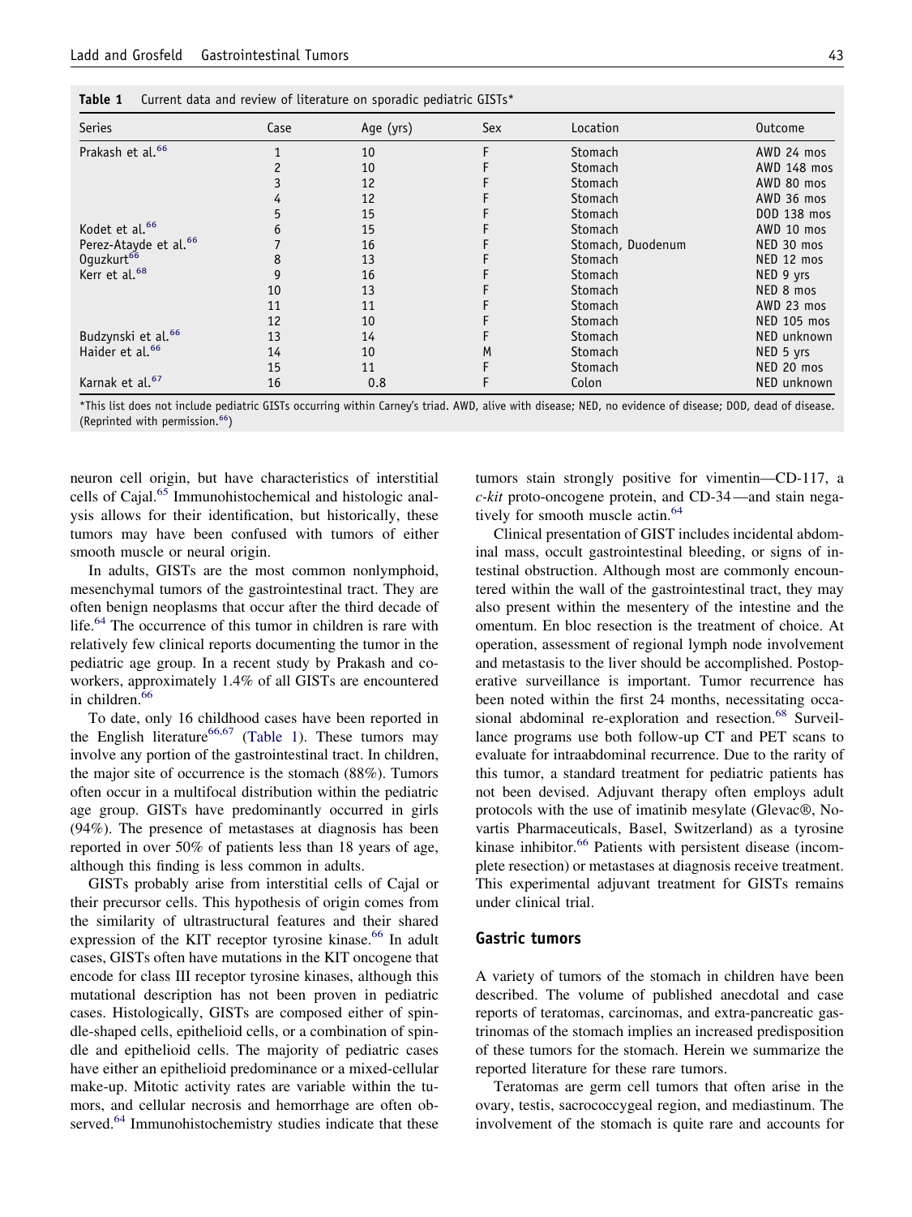**Table 1** Current data and review of literature on sporadic pediatric GISTs*

| Series | Case | Age (yrs) | Sex | Location | Outcome |
|---|---|---|---|---|---|
| Prakash et al.[66] | 1 | 10 | F | Stomach | AWD 24 mos |
| | 2 | 10 | F | Stomach | AWD 148 mos |
| | 3 | 12 | F | Stomach | AWD 80 mos |
| | 4 | 12 | F | Stomach | AWD 36 mos |
| | 5 | 15 | F | Stomach | DOD 138 mos |
| Kodet et al.[66] | 6 | 15 | F | Stomach | AWD 10 mos |
| Perez-Atayde et al.[66] | 7 | 16 | F | Stomach, Duodenum | NED 30 mos |
| Oguzkurt[66] | 8 | 13 | F | Stomach | NED 12 mos |
| Kerr et al.[68] | 9 | 16 | F | Stomach | NED 9 yrs |
| | 10 | 13 | F | Stomach | NED 8 mos |
| | 11 | 11 | F | Stomach | AWD 23 mos |
| | 12 | 10 | F | Stomach | NED 105 mos |
| Budzynski et al.[66] | 13 | 14 | F | Stomach | NED unknown |
| Haider et al.[66] | 14 | 10 | M | Stomach | NED 5 yrs |
| | 15 | 11 | F | Stomach | NED 20 mos |
| Karnak et al.[67] | 16 | 0.8 | F | Colon | NED unknown |

*This list does not include pediatric GISTs occurring within Carney's triad. AWD, alive with disease; NED, no evidence of disease; DOD, dead of disease. (Reprinted with permission.[66])

neuron cell origin, but have characteristics of interstitial cells of Cajal.[65] Immunohistochemical and histologic analysis allows for their identification, but historically, these tumors may have been confused with tumors of either smooth muscle or neural origin.

In adults, GISTs are the most common nonlymphoid, mesenchymal tumors of the gastrointestinal tract. They are often benign neoplasms that occur after the third decade of life.[64] The occurrence of this tumor in children is rare with relatively few clinical reports documenting the tumor in the pediatric age group. In a recent study by Prakash and coworkers, approximately 1.4% of all GISTs are encountered in children.[66]

To date, only 16 childhood cases have been reported in the English literature[66,67] (Table 1). These tumors may involve any portion of the gastrointestinal tract. In children, the major site of occurrence is the stomach (88%). Tumors often occur in a multifocal distribution within the pediatric age group. GISTs have predominantly occurred in girls (94%). The presence of metastases at diagnosis has been reported in over 50% of patients less than 18 years of age, although this finding is less common in adults.

GISTs probably arise from interstitial cells of Cajal or their precursor cells. This hypothesis of origin comes from the similarity of ultrastructural features and their shared expression of the KIT receptor tyrosine kinase.[66] In adult cases, GISTs often have mutations in the KIT oncogene that encode for class III receptor tyrosine kinases, although this mutational description has not been proven in pediatric cases. Histologically, GISTs are composed either of spindle-shaped cells, epithelioid cells, or a combination of spindle and epithelioid cells. The majority of pediatric cases have either an epithelioid predominance or a mixed-cellular make-up. Mitotic activity rates are variable within the tumors, and cellular necrosis and hemorrhage are often observed.[64] Immunohistochemistry studies indicate that these tumors stain strongly positive for vimentin—CD-117, a *c-kit* proto-oncogene protein, and CD-34—and stain negatively for smooth muscle actin.[64]

Clinical presentation of GIST includes incidental abdominal mass, occult gastrointestinal bleeding, or signs of intestinal obstruction. Although most are commonly encountered within the wall of the gastrointestinal tract, they may also present within the mesentery of the intestine and the omentum. En bloc resection is the treatment of choice. At operation, assessment of regional lymph node involvement and metastasis to the liver should be accomplished. Postoperative surveillance is important. Tumor recurrence has been noted within the first 24 months, necessitating occasional abdominal re-exploration and resection.[68] Surveillance programs use both follow-up CT and PET scans to evaluate for intraabdominal recurrence. Due to the rarity of this tumor, a standard treatment for pediatric patients has not been devised. Adjuvant therapy often employs adult protocols with the use of imatinib mesylate (Glevac®, Novartis Pharmaceuticals, Basel, Switzerland) as a tyrosine kinase inhibitor.[66] Patients with persistent disease (incomplete resection) or metastases at diagnosis receive treatment. This experimental adjuvant treatment for GISTs remains under clinical trial.

## Gastric tumors

A variety of tumors of the stomach in children have been described. The volume of published anecdotal and case reports of teratomas, carcinomas, and extra-pancreatic gastrinomas of the stomach implies an increased predisposition of these tumors for the stomach. Herein we summarize the reported literature for these rare tumors.

Teratomas are germ cell tumors that often arise in the ovary, testis, sacrococcygeal region, and mediastinum. The involvement of the stomach is quite rare and accounts for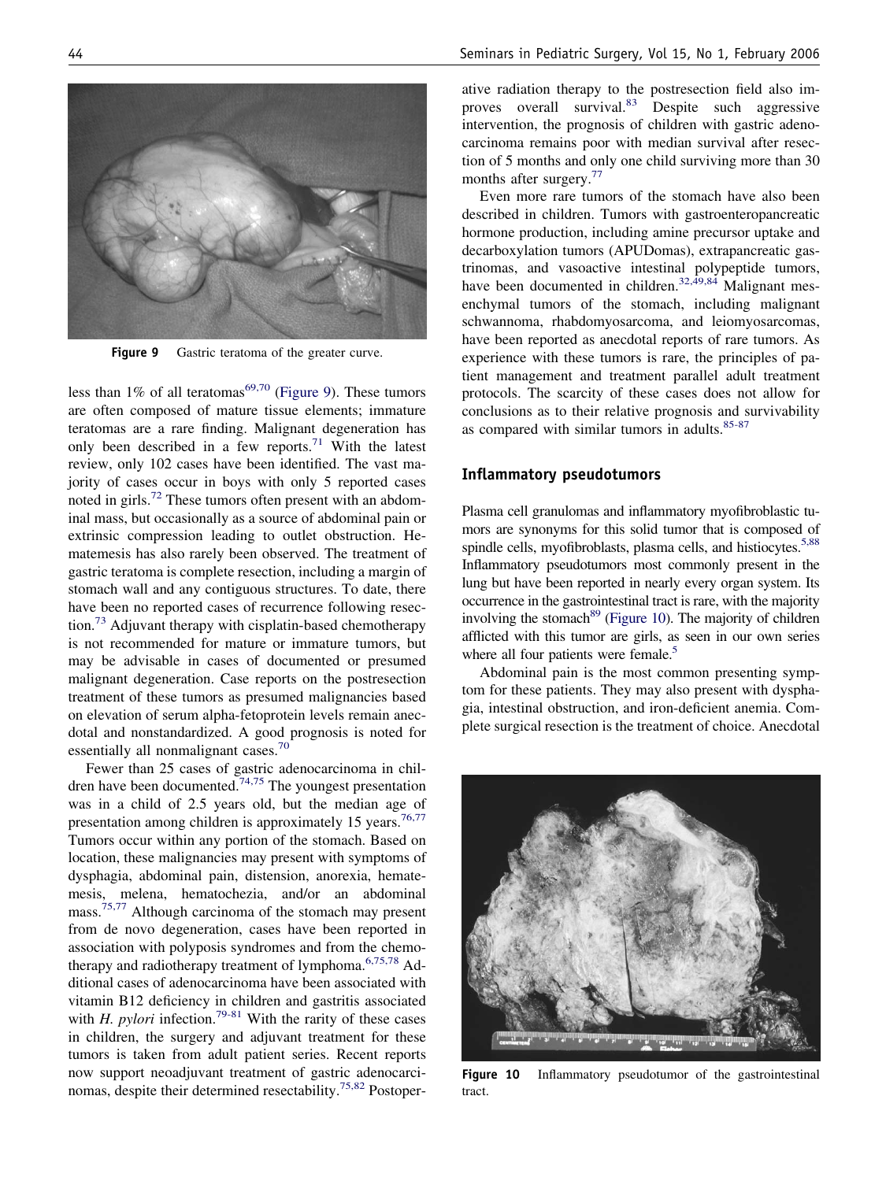Figure 9 Gastric teratoma of the greater curve.

less than 1% of all teratomas[69,70] (Figure 9). These tumors are often composed of mature tissue elements; immature teratomas are a rare finding. Malignant degeneration has only been described in a few reports.[71] With the latest review, only 102 cases have been identified. The vast majority of cases occur in boys with only 5 reported cases noted in girls.[72] These tumors often present with an abdominal mass, but occasionally as a source of abdominal pain or extrinsic compression leading to outlet obstruction. Hematemesis has also rarely been observed. The treatment of gastric teratoma is complete resection, including a margin of stomach wall and any contiguous structures. To date, there have been no reported cases of recurrence following resection.[73] Adjuvant therapy with cisplatin-based chemotherapy is not recommended for mature or immature tumors, but may be advisable in cases of documented or presumed malignant degeneration. Case reports on the postresection treatment of these tumors as presumed malignancies based on elevation of serum alpha-fetoprotein levels remain anecdotal and nonstandardized. A good prognosis is noted for essentially all nonmalignant cases.[70]

Fewer than 25 cases of gastric adenocarcinoma in children have been documented.[74,75] The youngest presentation was in a child of 2.5 years old, but the median age of presentation among children is approximately 15 years.[76,77] Tumors occur within any portion of the stomach. Based on location, these malignancies may present with symptoms of dysphagia, abdominal pain, distension, anorexia, hematemesis, melena, hematochezia, and/or an abdominal mass.[75,77] Although carcinoma of the stomach may present from de novo degeneration, cases have been reported in association with polyposis syndromes and from the chemotherapy and radiotherapy treatment of lymphoma.[6,75,78] Additional cases of adenocarcinoma have been associated with vitamin B12 deficiency in children and gastritis associated with *H. pylori* infection.[79-81] With the rarity of these cases in children, the surgery and adjuvant treatment for these tumors is taken from adult patient series. Recent reports now support neoadjuvant treatment of gastric adenocarcinomas, despite their determined resectability.[75,82] Postoperative radiation therapy to the postresection field also improves overall survival.[83] Despite such aggressive intervention, the prognosis of children with gastric adenocarcinoma remains poor with median survival after resection of 5 months and only one child surviving more than 30 months after surgery.[77]

Even more rare tumors of the stomach have also been described in children. Tumors with gastroenteropancreatic hormone production, including amine precursor uptake and decarboxylation tumors (APUDomas), extrapancreatic gastrinomas, and vasoactive intestinal polypeptide tumors, have been documented in children.[32,49,84] Malignant mesenchymal tumors of the stomach, including malignant schwannoma, rhabdomyosarcoma, and leiomyosarcomas, have been reported as anecdotal reports of rare tumors. As experience with these tumors is rare, the principles of patient management and treatment parallel adult treatment protocols. The scarcity of these cases does not allow for conclusions as to their relative prognosis and survivability as compared with similar tumors in adults.[85-87]

### Inflammatory pseudotumors

Plasma cell granulomas and inflammatory myofibroblastic tumors are synonyms for this solid tumor that is composed of spindle cells, myofibroblasts, plasma cells, and histiocytes.[5,88] Inflammatory pseudotumors most commonly present in the lung but have been reported in nearly every organ system. Its occurrence in the gastrointestinal tract is rare, with the majority involving the stomach[89] (Figure 10). The majority of children afflicted with this tumor are girls, as seen in our own series where all four patients were female.[5]

Abdominal pain is the most common presenting symptom for these patients. They may also present with dysphagia, intestinal obstruction, and iron-deficient anemia. Complete surgical resection is the treatment of choice. Anecdotal

Figure 10 Inflammatory pseudotumor of the gastrointestinal tract.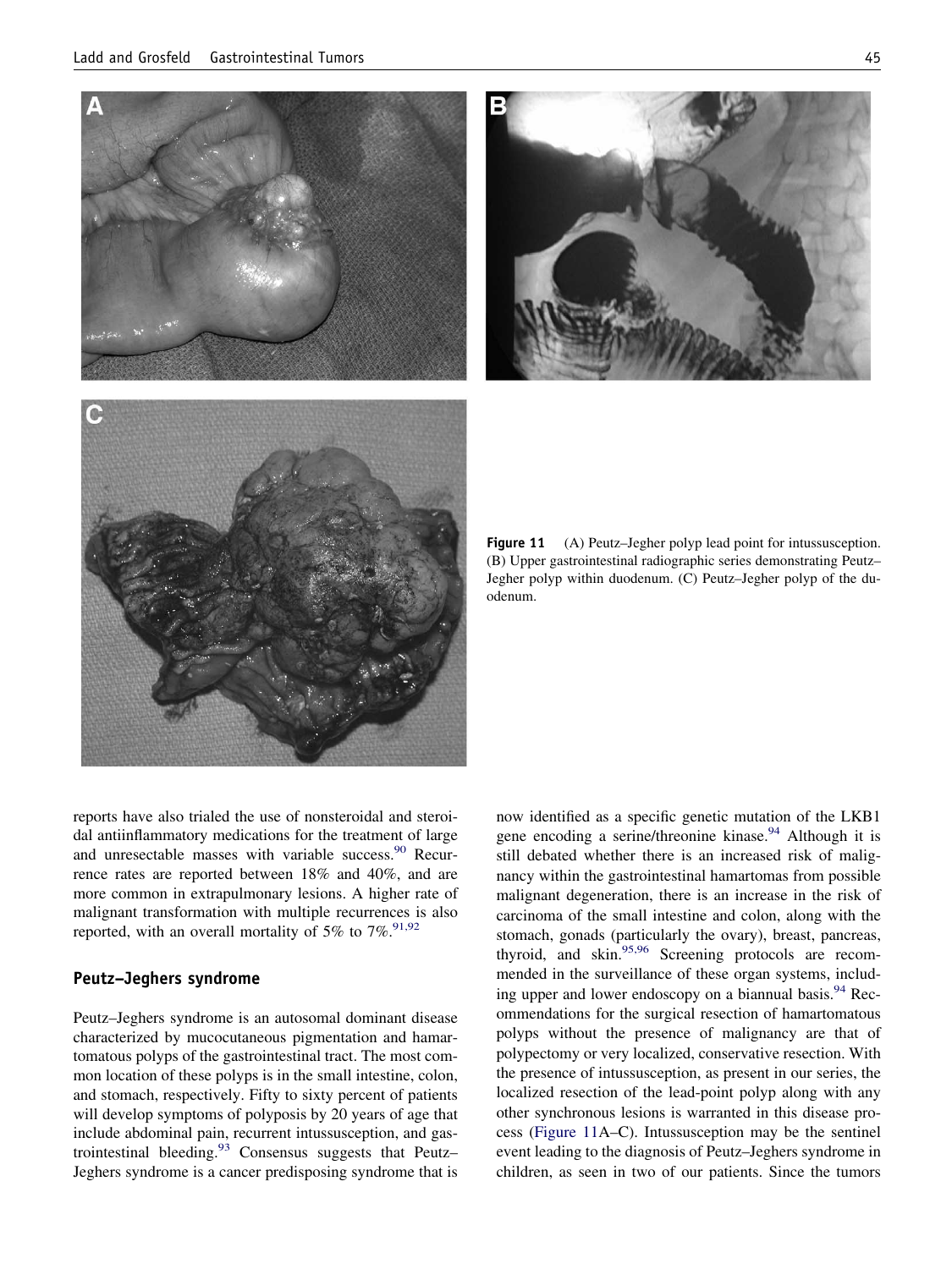Figure 11 (A) Peutz–Jegher polyp lead point for intussusception. (B) Upper gastrointestinal radiographic series demonstrating Peutz–Jegher polyp within duodenum. (C) Peutz–Jegher polyp of the duodenum.

reports have also trialed the use of nonsteroidal and steroidal antiinflammatory medications for the treatment of large and unresectable masses with variable success.[90] Recurrence rates are reported between 18% and 40%, and are more common in extrapulmonary lesions. A higher rate of malignant transformation with multiple recurrences is also reported, with an overall mortality of 5% to 7%.[91,92]

## Peutz–Jeghers syndrome

Peutz–Jeghers syndrome is an autosomal dominant disease characterized by mucocutaneous pigmentation and hamartomatous polyps of the gastrointestinal tract. The most common location of these polyps is in the small intestine, colon, and stomach, respectively. Fifty to sixty percent of patients will develop symptoms of polyposis by 20 years of age that include abdominal pain, recurrent intussusception, and gastrointestinal bleeding.[93] Consensus suggests that Peutz–Jeghers syndrome is a cancer predisposing syndrome that is now identified as a specific genetic mutation of the LKB1 gene encoding a serine/threonine kinase.[94] Although it is still debated whether there is an increased risk of malignancy within the gastrointestinal hamartomas from possible malignant degeneration, there is an increase in the risk of carcinoma of the small intestine and colon, along with the stomach, gonads (particularly the ovary), breast, pancreas, thyroid, and skin.[95,96] Screening protocols are recommended in the surveillance of these organ systems, including upper and lower endoscopy on a biannual basis.[94] Recommendations for the surgical resection of hamartomatous polyps without the presence of malignancy are that of polypectomy or very localized, conservative resection. With the presence of intussusception, as present in our series, the localized resection of the lead-point polyp along with any other synchronous lesions is warranted in this disease process (Figure 11A–C). Intussusception may be the sentinel event leading to the diagnosis of Peutz–Jeghers syndrome in children, as seen in two of our patients. Since the tumors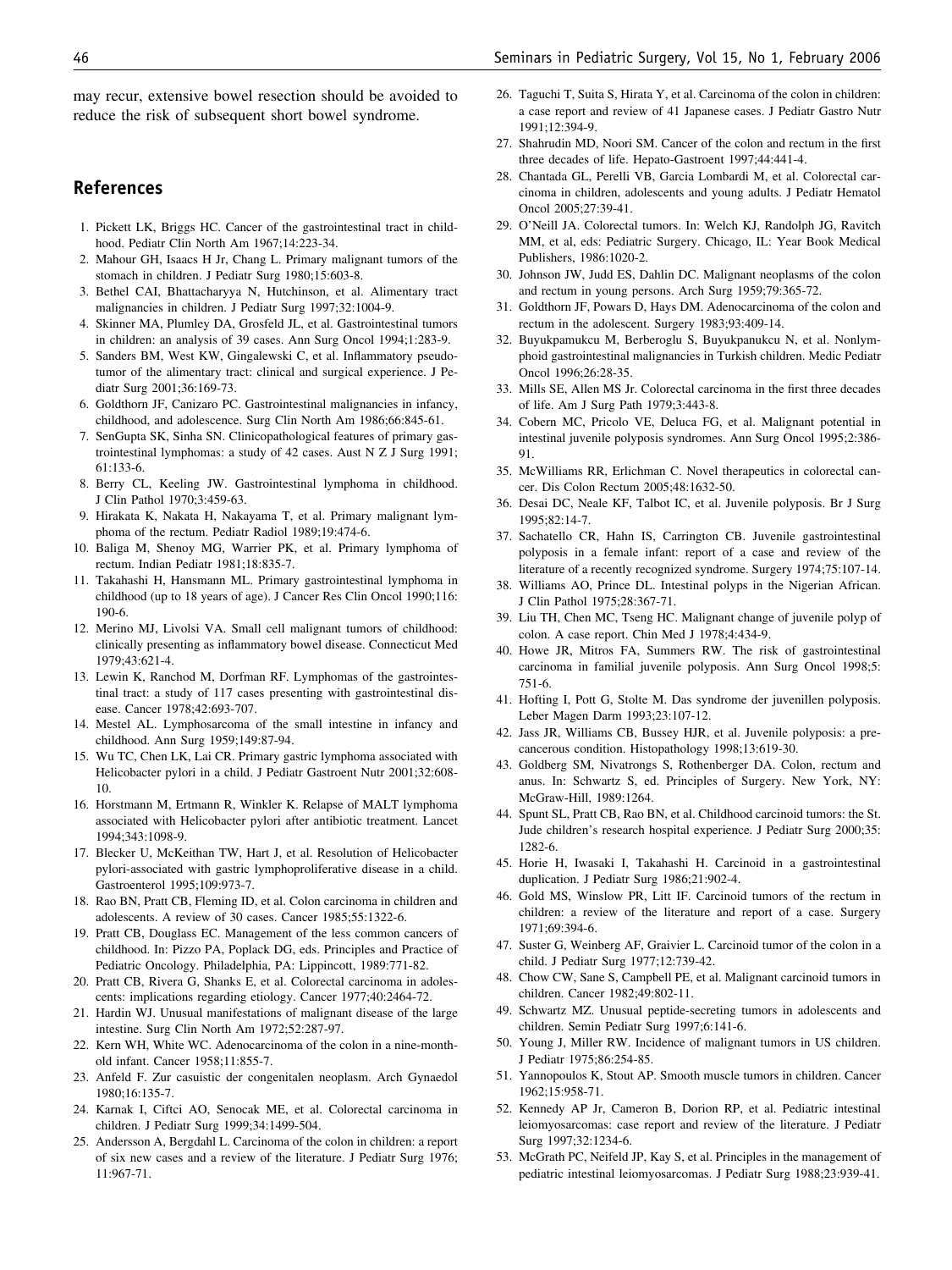may recur, extensive bowel resection should be avoided to reduce the risk of subsequent short bowel syndrome.

## References

1. Pickett LK, Briggs HC. Cancer of the gastrointestinal tract in childhood. Pediatr Clin North Am 1967;14:223-34.
2. Mahour GH, Isaacs H Jr, Chang L. Primary malignant tumors of the stomach in children. J Pediatr Surg 1980;15:603-8.
3. Bethel CAI, Bhattacharyya N, Hutchinson, et al. Alimentary tract malignancies in children. J Pediatr Surg 1997;32:1004-9.
4. Skinner MA, Plumley DA, Grosfeld JL, et al. Gastrointestinal tumors in children: an analysis of 39 cases. Ann Surg Oncol 1994;1:283-9.
5. Sanders BM, West KW, Gingalewski C, et al. Inflammatory pseudotumor of the alimentary tract: clinical and surgical experience. J Pediatr Surg 2001;36:169-73.
6. Goldthorn JF, Canizaro PC. Gastrointestinal malignancies in infancy, childhood, and adolescence. Surg Clin North Am 1986;66:845-61.
7. SenGupta SK, Sinha SN. Clinicopathological features of primary gastrointestinal lymphomas: a study of 42 cases. Aust N Z J Surg 1991; 61:133-6.
8. Berry CL, Keeling JW. Gastrointestinal lymphoma in childhood. J Clin Pathol 1970;3:459-63.
9. Hirakata K, Nakata H, Nakayama T, et al. Primary malignant lymphoma of the rectum. Pediatr Radiol 1989;19:474-6.
10. Baliga M, Shenoy MG, Warrier PK, et al. Primary lymphoma of rectum. Indian Pediatr 1981;18:835-7.
11. Takahashi H, Hansmann ML. Primary gastrointestinal lymphoma in childhood (up to 18 years of age). J Cancer Res Clin Oncol 1990;116: 190-6.
12. Merino MJ, Livolsi VA. Small cell malignant tumors of childhood: clinically presenting as inflammatory bowel disease. Connecticut Med 1979;43:621-4.
13. Lewin K, Ranchod M, Dorfman RF. Lymphomas of the gastrointestinal tract: a study of 117 cases presenting with gastrointestinal disease. Cancer 1978;42:693-707.
14. Mestel AL. Lymphosarcoma of the small intestine in infancy and childhood. Ann Surg 1959;149:87-94.
15. Wu TC, Chen LK, Lai CR. Primary gastric lymphoma associated with Helicobacter pylori in a child. J Pediatr Gastroent Nutr 2001;32:608-10.
16. Horstmann M, Ertmann R, Winkler K. Relapse of MALT lymphoma associated with Helicobacter pylori after antibiotic treatment. Lancet 1994;343:1098-9.
17. Blecker U, McKeithan TW, Hart J, et al. Resolution of Helicobacter pylori-associated with gastric lymphoproliferative disease in a child. Gastroenterol 1995;109:973-7.
18. Rao BN, Pratt CB, Fleming ID, et al. Colon carcinoma in children and adolescents. A review of 30 cases. Cancer 1985;55:1322-6.
19. Pratt CB, Douglass EC. Management of the less common cancers of childhood. In: Pizzo PA, Poplack DG, eds. Principles and Practice of Pediatric Oncology. Philadelphia, PA: Lippincott, 1989:771-82.
20. Pratt CB, Rivera G, Shanks E, et al. Colorectal carcinoma in adolescents: implications regarding etiology. Cancer 1977;40:2464-72.
21. Hardin WJ. Unusual manifestations of malignant disease of the large intestine. Surg Clin North Am 1972;52:287-97.
22. Kern WH, White WC. Adenocarcinoma of the colon in a nine-month-old infant. Cancer 1958;11:855-7.
23. Anfeld F. Zur casuistic der congenitalen neoplasm. Arch Gynaedol 1980;16:135-7.
24. Karnak I, Ciftci AO, Senocak ME, et al. Colorectal carcinoma in children. J Pediatr Surg 1999;34:1499-504.
25. Andersson A, Bergdahl L. Carcinoma of the colon in children: a report of six new cases and a review of the literature. J Pediatr Surg 1976; 11:967-71.
26. Taguchi T, Suita S, Hirata Y, et al. Carcinoma of the colon in children: a case report and review of 41 Japanese cases. J Pediatr Gastro Nutr 1991;12:394-9.
27. Shahrudin MD, Noori SM. Cancer of the colon and rectum in the first three decades of life. Hepato-Gastroent 1997;44:441-4.
28. Chantada GL, Perelli VB, Garcia Lombardi M, et al. Colorectal carcinoma in children, adolescents and young adults. J Pediatr Hematol Oncol 2005;27:39-41.
29. O'Neill JA. Colorectal tumors. In: Welch KJ, Randolph JG, Ravitch MM, et al, eds: Pediatric Surgery. Chicago, IL: Year Book Medical Publishers, 1986:1020-2.
30. Johnson JW, Judd ES, Dahlin DC. Malignant neoplasms of the colon and rectum in young persons. Arch Surg 1959;79:365-72.
31. Goldthorn JF, Powars D, Hays DM. Adenocarcinoma of the colon and rectum in the adolescent. Surgery 1983;93:409-14.
32. Buyukpamukcu M, Berberoglu S, Buyukpanukcu N, et al. Nonlymphoid gastrointestinal malignancies in Turkish children. Medic Pediatr Oncol 1996;26:28-35.
33. Mills SE, Allen MS Jr. Colorectal carcinoma in the first three decades of life. Am J Surg Path 1979;3:443-8.
34. Cobern MC, Pricolo VE, Deluca FG, et al. Malignant potential in intestinal juvenile polyposis syndromes. Ann Surg Oncol 1995;2:386-91.
35. McWilliams RR, Erlichman C. Novel therapeutics in colorectal cancer. Dis Colon Rectum 2005;48:1632-50.
36. Desai DC, Neale KF, Talbot IC, et al. Juvenile polyposis. Br J Surg 1995;82:14-7.
37. Sachatello CR, Hahn IS, Carrington CB. Juvenile gastrointestinal polyposis in a female infant: report of a case and review of the literature of a recently recognized syndrome. Surgery 1974;75:107-14.
38. Williams AO, Prince DL. Intestinal polyps in the Nigerian African. J Clin Pathol 1975;28:367-71.
39. Liu TH, Chen MC, Tseng HC. Malignant change of juvenile polyp of colon. A case report. Chin Med J 1978;4:434-9.
40. Howe JR, Mitros FA, Summers RW. The risk of gastrointestinal carcinoma in familial juvenile polyposis. Ann Surg Oncol 1998;5: 751-6.
41. Hofting I, Pott G, Stolte M. Das syndrome der juvenillen polyposis. Leber Magen Darm 1993;23:107-12.
42. Jass JR, Williams CB, Bussey HJR, et al. Juvenile polyposis: a precancerous condition. Histopathology 1998;13:619-30.
43. Goldberg SM, Nivatrongs S, Rothenberger DA. Colon, rectum and anus. In: Schwartz S, ed. Principles of Surgery. New York, NY: McGraw-Hill, 1989:1264.
44. Spunt SL, Pratt CB, Rao BN, et al. Childhood carcinoid tumors: the St. Jude children's research hospital experience. J Pediatr Surg 2000;35: 1282-6.
45. Horie H, Iwasaki I, Takahashi H. Carcinoid in a gastrointestinal duplication. J Pediatr Surg 1986;21:902-4.
46. Gold MS, Winslow PR, Litt IF. Carcinoid tumors of the rectum in children: a review of the literature and report of a case. Surgery 1971;69:394-6.
47. Suster S, Weinberg AF, Graivier L. Carcinoid tumor of the colon in a child. J Pediatr Surg 1977;12:739-42.
48. Chow CW, Sane S, Campbell PE, et al. Malignant carcinoid tumors in children. Cancer 1982;49:802-11.
49. Schwartz MZ. Unusual peptide-secreting tumors in adolescents and children. Semin Pediatr Surg 1997;6:141-6.
50. Young J, Miller RW. Incidence of malignant tumors in US children. J Pediatr 1975;86:254-85.
51. Yannopoulos K, Stout AP. Smooth muscle tumors in children. Cancer 1962;15:958-71.
52. Kennedy AP Jr, Cameron B, Dorion RP, et al. Pediatric intestinal leiomyosarcomas: case report and review of the literature. J Pediatr Surg 1997;32:1234-6.
53. McGrath PC, Neifeld JP, Kay S, et al. Principles in the management of pediatric intestinal leiomyosarcomas. J Pediatr Surg 1988;23:939-41.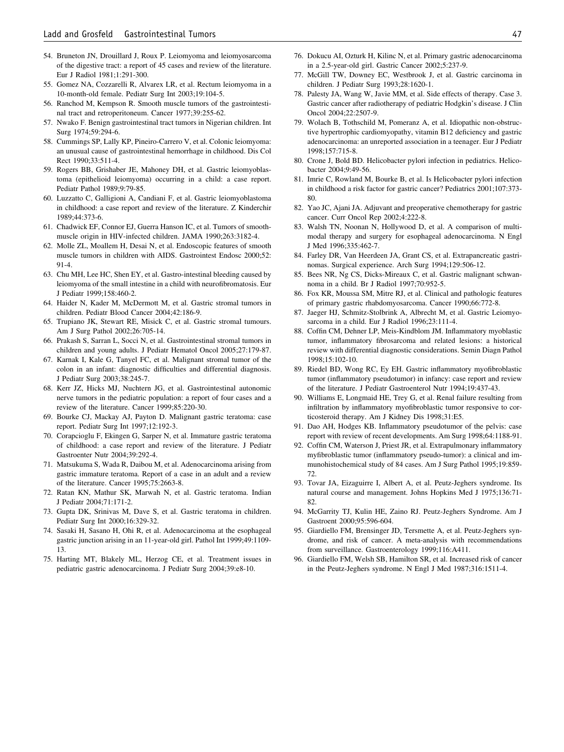54. Bruneton JN, Drouillard J, Roux P. Leiomyoma and leiomyosarcoma of the digestive tract: a report of 45 cases and review of the literature. Eur J Radiol 1981;1:291-300.
55. Gomez NA, Cozzarelli R, Alvarex LR, et al. Rectum leiomyoma in a 10-month-old female. Pediatr Surg Int 2003;19:104-5.
56. Ranchod M, Kempson R. Smooth muscle tumors of the gastrointestinal tract and retroperitoneum. Cancer 1977;39:255-62.
57. Nwako F. Benign gastrointestinal tract tumors in Nigerian children. Int Surg 1974;59:294-6.
58. Cummings SP, Lally KP, Pineiro-Carrero V, et al. Colonic leiomyoma: an unusual cause of gastrointestinal hemorrhage in childhood. Dis Col Rect 1990;33:511-4.
59. Rogers BB, Grishaber JE, Mahoney DH, et al. Gastric leiomyoblastoma (epithelioid leiomyoma) occurring in a child: a case report. Pediatr Pathol 1989;9:79-85.
60. Luzzatto C, Galligioni A, Candiani F, et al. Gastric leiomyoblastoma in childhood: a case report and review of the literature. Z Kinderchir 1989;44:373-6.
61. Chadwick EF, Connor EJ, Guerra Hanson IC, et al. Tumors of smooth-muscle origin in HIV-infected children. JAMA 1990;263:3182-4.
62. Molle ZL, Moallem H, Desai N, et al. Endoscopic features of smooth muscle tumors in children with AIDS. Gastrointest Endosc 2000;52: 91-4.
63. Chu MH, Lee HC, Shen EY, et al. Gastro-intestinal bleeding caused by leiomyoma of the small intestine in a child with neurofibromatosis. Eur J Pediatr 1999;158:460-2.
64. Haider N, Kader M, McDermott M, et al. Gastric stromal tumors in children. Pediatr Blood Cancer 2004;42:186-9.
65. Trupiano JK, Stewart RE, Misick C, et al. Gastric stromal tumours. Am J Surg Pathol 2002;26:705-14.
66. Prakash S, Sarran L, Socci N, et al. Gastrointestinal stromal tumors in children and young adults. J Pediatr Hematol Oncol 2005;27:179-87.
67. Karnak I, Kale G, Tanyel FC, et al. Malignant stromal tumor of the colon in an infant: diagnostic difficulties and differential diagnosis. J Pediatr Surg 2003;38:245-7.
68. Kerr JZ, Hicks MJ, Nuchtern JG, et al. Gastrointestinal autonomic nerve tumors in the pediatric population: a report of four cases and a review of the literature. Cancer 1999;85:220-30.
69. Bourke CJ, Mackay AJ, Payton D. Malignant gastric teratoma: case report. Pediatr Surg Int 1997;12:192-3.
70. Corapcioglu F, Ekingen G, Sarper N, et al. Immature gastric teratoma of childhood: a case report and review of the literature. J Pediatr Gastroenter Nutr 2004;39:292-4.
71. Matsukuma S, Wada R, Daibou M, et al. Adenocarcinoma arising from gastric immature teratoma. Report of a case in an adult and a review of the literature. Cancer 1995;75:2663-8.
72. Ratan KN, Mathur SK, Marwah N, et al. Gastric teratoma. Indian J Pediatr 2004;71:171-2.
73. Gupta DK, Srinivas M, Dave S, et al. Gastric teratoma in children. Pediatr Surg Int 2000;16:329-32.
74. Sasaki H, Sasano H, Ohi R, et al. Adenocarcinoma at the esophageal gastric junction arising in an 11-year-old girl. Pathol Int 1999;49:1109-13.
75. Harting MT, Blakely ML, Herzog CE, et al. Treatment issues in pediatric gastric adenocarcinoma. J Pediatr Surg 2004;39:e8-10.
76. Dokucu AI, Ozturk H, Kilinc N, et al. Primary gastric adenocarcinoma in a 2.5-year-old girl. Gastric Cancer 2002;5:237-9.
77. McGill TW, Downey EC, Westbrook J, et al. Gastric carcinoma in children. J Pediatr Surg 1993;28:1620-1.
78. Palesty JA, Wang W, Javie MM, et al. Side effects of therapy. Case 3. Gastric cancer after radiotherapy of pediatric Hodgkin's disease. J Clin Oncol 2004;22:2507-9.
79. Wolach B, Tothschild M, Pomeranz A, et al. Idiopathic non-obstructive hypertrophic cardiomyopathy, vitamin B12 deficiency and gastric adenocarcinoma: an unreported association in a teenager. Eur J Pediatr 1998;157:715-8.
80. Crone J, Bold BD. Helicobacter pylori infection in pediatrics. Helicobacter 2004;9:49-56.
81. Imrie C, Rowland M, Bourke B, et al. Is Helicobacter pylori infection in childhood a risk factor for gastric cancer? Pediatrics 2001;107:373-80.
82. Yao JC, Ajani JA. Adjuvant and preoperative chemotherapy for gastric cancer. Curr Oncol Rep 2002;4:222-8.
83. Walsh TN, Noonan N, Hollywood D, et al. A comparison of multimodal therapy and surgery for esophageal adenocarcinoma. N Engl J Med 1996;335:462-7.
84. Farley DR, Van Heerdeen JA, Grant CS, et al. Extrapancreatic gastrinomas. Surgical experience. Arch Surg 1994;129:506-12.
85. Bees NR, Ng CS, Dicks-Mireaux C, et al. Gastric malignant schwannoma in a child. Br J Radiol 1997;70:952-5.
86. Fox KR, Moussa SM, Mitre RJ, et al. Clinical and pathologic features of primary gastric rhabdomyosarcoma. Cancer 1990;66:772-8.
87. Jaeger HJ, Schmitz-Stolbrink A, Albrecht M, et al. Gastric Leiomyosarcoma in a child. Eur J Radiol 1996;23:111-4.
88. Coffin CM, Dehner LP, Meis-Kindblom JM. Inflammatory myoblastic tumor, inflammatory fibrosarcoma and related lesions: a historical review with differential diagnostic considerations. Semin Diagn Pathol 1998;15:102-10.
89. Riedel BD, Wong RC, Ey EH. Gastric inflammatory myofibroblastic tumor (inflammatory pseudotumor) in infancy: case report and review of the literature. J Pediatr Gastroenterol Nutr 1994;19:437-43.
90. Williams E, Longmaid HE, Trey G, et al. Renal failure resulting from infiltration by inflammatory myofibroblastic tumor responsive to corticosteroid therapy. Am J Kidney Dis 1998;31:E5.
91. Dao AH, Hodges KB. Inflammatory pseudotumor of the pelvis: case report with review of recent developments. Am Surg 1998;64:1188-91.
92. Coffin CM, Waterson J, Priest JR, et al. Extrapulmonary inflammatory myfibroblastic tumor (inflammatory pseudo-tumor): a clinical and immunohistochemical study of 84 cases. Am J Surg Pathol 1995;19:859-72.
93. Tovar JA, Eizaguirre I, Albert A, et al. Peutz-Jeghers syndrome. Its natural course and management. Johns Hopkins Med J 1975;136:71-82.
94. McGarrity TJ, Kulin HE, Zaino RJ. Peutz-Jeghers Syndrome. Am J Gastroent 2000;95:596-604.
95. Giardiello FM, Brensinger JD, Tersmette A, et al. Peutz-Jeghers syndrome, and risk of cancer. A meta-analysis with recommendations from surveillance. Gastroenterology 1999;116:A411.
96. Giardiello FM, Welsh SB, Hamilton SR, et al. Increased risk of cancer in the Peutz-Jeghers syndrome. N Engl J Med 1987;316:1511-4.